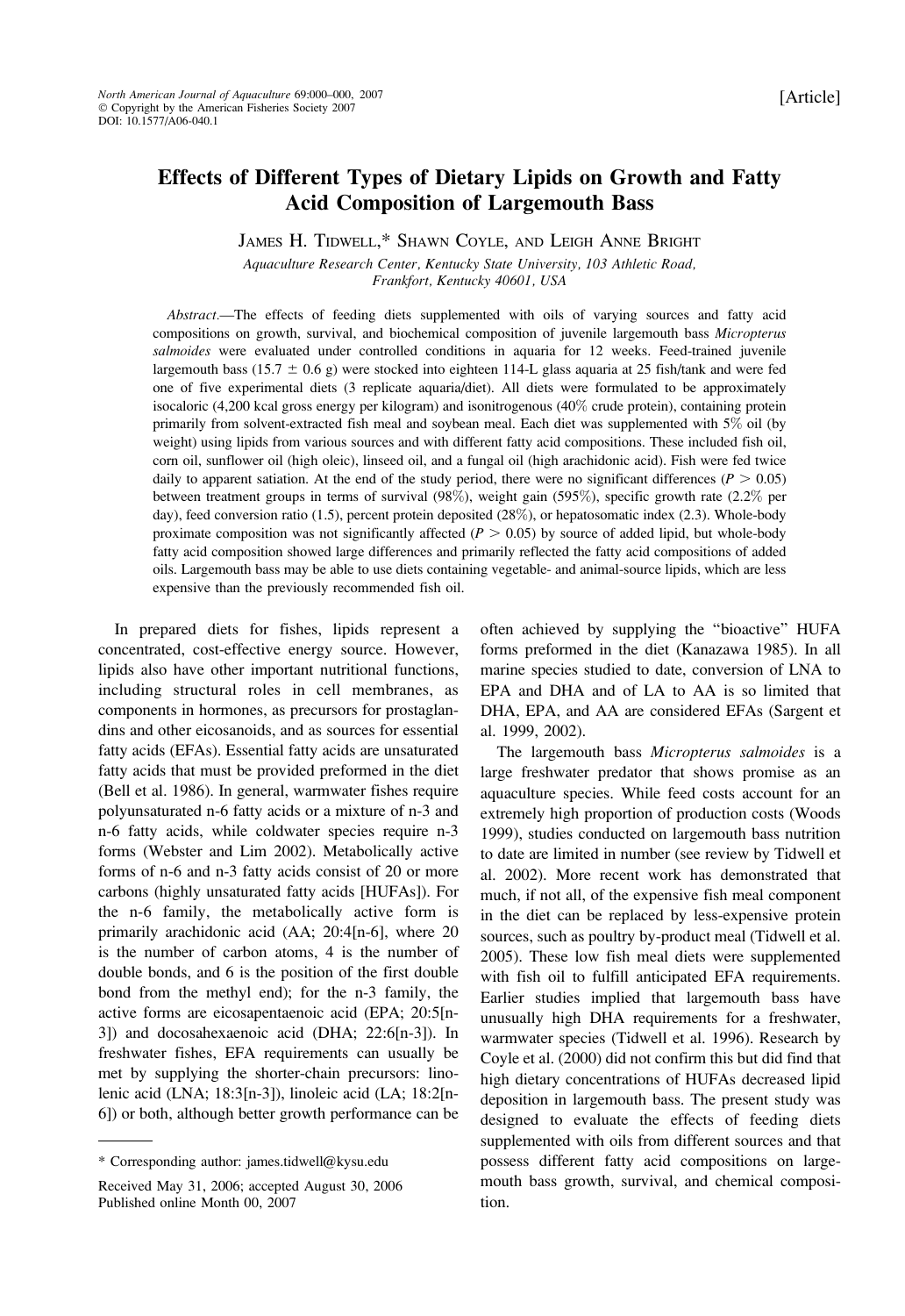# Effects of Different Types of Dietary Lipids on Growth and Fatty Acid Composition of Largemouth Bass

James H. Tidwell,* Shawn Coyle, and Leigh Anne Bright

*Aquaculture Research Center, Kentucky State University, 103 Athletic Road, Frankfort, Kentucky 40601, USA*

*Abstract*.—The effects of feeding diets supplemented with oils of varying sources and fatty acid compositions on growth, survival, and biochemical composition of juvenile largemouth bass *Micropterus salmoides* were evaluated under controlled conditions in aquaria for 12 weeks. Feed-trained juvenile largemouth bass (15.7 ± 0.6 g) were stocked into eighteen 114-L glass aquaria at 25 fish/tank and were fed one of five experimental diets (3 replicate aquaria/diet). All diets were formulated to be approximately isocaloric (4,200 kcal gross energy per kilogram) and isonitrogenous (40% crude protein), containing protein primarily from solvent-extracted fish meal and soybean meal. Each diet was supplemented with 5% oil (by weight) using lipids from various sources and with different fatty acid compositions. These included fish oil, corn oil, sunflower oil (high oleic), linseed oil, and a fungal oil (high arachidonic acid). Fish were fed twice daily to apparent satiation. At the end of the study period, there were no significant differences ($P > 0.05$) between treatment groups in terms of survival (98%), weight gain (595%), specific growth rate (2.2% per day), feed conversion ratio (1.5), percent protein deposited (28%), or hepatosomatic index (2.3). Whole-body proximate composition was not significantly affected ($P > 0.05$) by source of added lipid, but whole-body fatty acid composition showed large differences and primarily reflected the fatty acid compositions of added oils. Largemouth bass may be able to use diets containing vegetable- and animal-source lipids, which are less expensive than the previously recommended fish oil.

In prepared diets for fishes, lipids represent a concentrated, cost-effective energy source. However, lipids also have other important nutritional functions, including structural roles in cell membranes, as components in hormones, as precursors for prostaglandins and other eicosanoids, and as sources for essential fatty acids (EFAs). Essential fatty acids are unsaturated fatty acids that must be provided preformed in the diet (Bell et al. 1986). In general, warmwater fishes require polyunsaturated n-6 fatty acids or a mixture of n-3 and n-6 fatty acids, while coldwater species require n-3 forms (Webster and Lim 2002). Metabolically active forms of n-6 and n-3 fatty acids consist of 20 or more carbons (highly unsaturated fatty acids [HUFAs]). For the n-6 family, the metabolically active form is primarily arachidonic acid (AA; 20:4[n-6], where 20 is the number of carbon atoms, 4 is the number of double bonds, and 6 is the position of the first double bond from the methyl end); for the n-3 family, the active forms are eicosapentaenoic acid (EPA; 20:5[n-3]) and docosahexaenoic acid (DHA; 22:6[n-3]). In freshwater fishes, EFA requirements can usually be met by supplying the shorter-chain precursors: linolenic acid (LNA; 18:3[n-3]), linoleic acid (LA; 18:2[n-6]) or both, although better growth performance can be often achieved by supplying the "bioactive" HUFA forms preformed in the diet (Kanazawa 1985). In all marine species studied to date, conversion of LNA to EPA and DHA and of LA to AA is so limited that DHA, EPA, and AA are considered EFAs (Sargent et al. 1999, 2002).

The largemouth bass *Micropterus salmoides* is a large freshwater predator that shows promise as an aquaculture species. While feed costs account for an extremely high proportion of production costs (Woods 1999), studies conducted on largemouth bass nutrition to date are limited in number (see review by Tidwell et al. 2002). More recent work has demonstrated that much, if not all, of the expensive fish meal component in the diet can be replaced by less-expensive protein sources, such as poultry by-product meal (Tidwell et al. 2005). These low fish meal diets were supplemented with fish oil to fulfill anticipated EFA requirements. Earlier studies implied that largemouth bass have unusually high DHA requirements for a freshwater, warmwater species (Tidwell et al. 1996). Research by Coyle et al. (2000) did not confirm this but did find that high dietary concentrations of HUFAs decreased lipid deposition in largemouth bass. The present study was designed to evaluate the effects of feeding diets supplemented with oils from different sources and that possess different fatty acid compositions on largemouth bass growth, survival, and chemical composition.

---

* Corresponding author: james.tidwell@kysu.edu

Received May 31, 2006; accepted August 30, 2006
Published online Month 00, 2007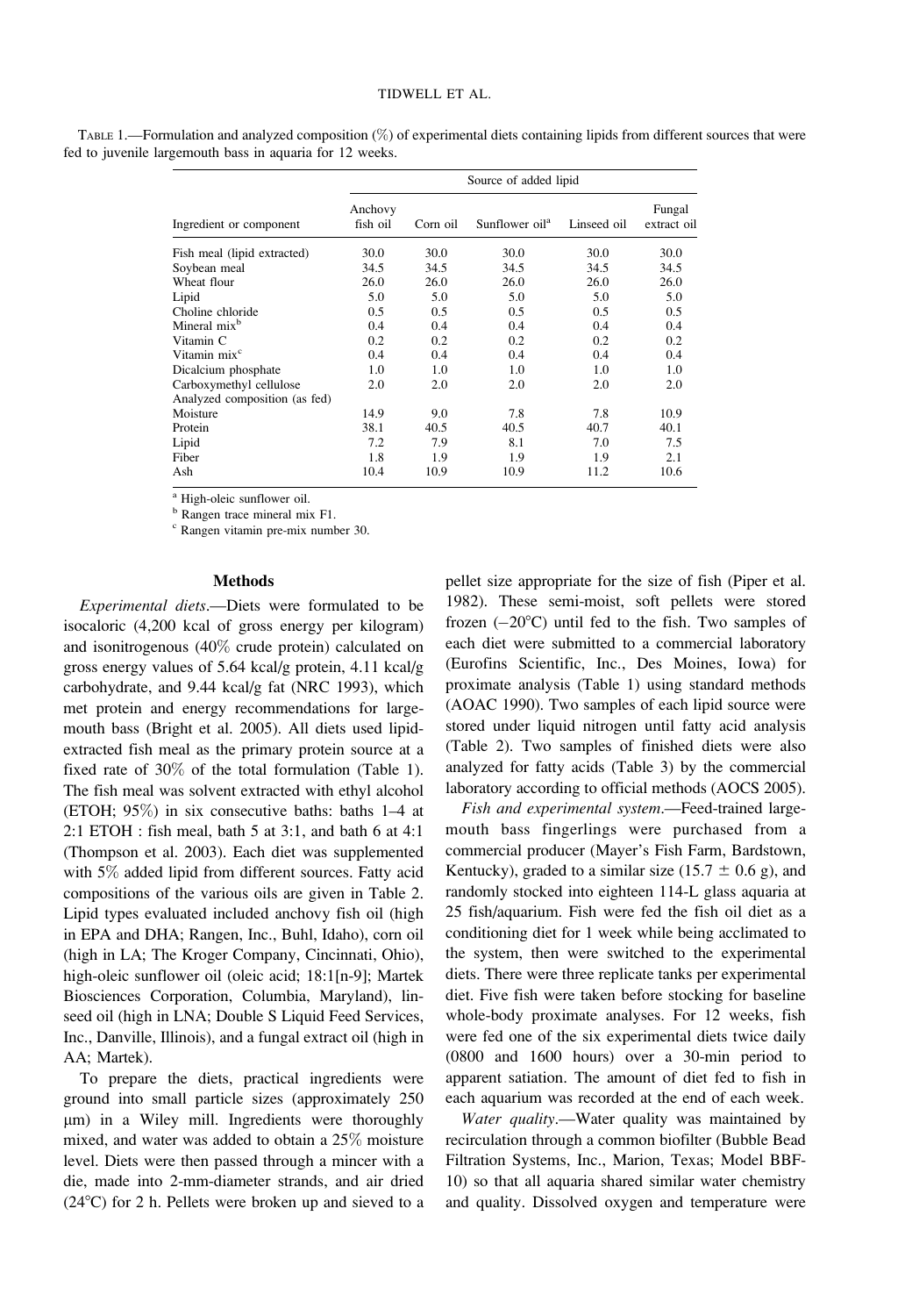TABLE 1.—Formulation and analyzed composition (%) of experimental diets containing lipids from different sources that were fed to juvenile largemouth bass in aquaria for 12 weeks.

| Ingredient or component | Source of added lipid | | | | |
|---|---|---|---|---|---|
| | Anchovy fish oil | Corn oil | Sunflower oil[a] | Linseed oil | Fungal extract oil |
| Fish meal (lipid extracted) | 30.0 | 30.0 | 30.0 | 30.0 | 30.0 |
| Soybean meal | 34.5 | 34.5 | 34.5 | 34.5 | 34.5 |
| Wheat flour | 26.0 | 26.0 | 26.0 | 26.0 | 26.0 |
| Lipid | 5.0 | 5.0 | 5.0 | 5.0 | 5.0 |
| Choline chloride | 0.5 | 0.5 | 0.5 | 0.5 | 0.5 |
| Mineral mix[b] | 0.4 | 0.4 | 0.4 | 0.4 | 0.4 |
| Vitamin C | 0.2 | 0.2 | 0.2 | 0.2 | 0.2 |
| Vitamin mix[c] | 0.4 | 0.4 | 0.4 | 0.4 | 0.4 |
| Dicalcium phosphate | 1.0 | 1.0 | 1.0 | 1.0 | 1.0 |
| Carboxymethyl cellulose | 2.0 | 2.0 | 2.0 | 2.0 | 2.0 |
| Analyzed composition (as fed) | | | | | |
| Moisture | 14.9 | 9.0 | 7.8 | 7.8 | 10.9 |
| Protein | 38.1 | 40.5 | 40.5 | 40.7 | 40.1 |
| Lipid | 7.2 | 7.9 | 8.1 | 7.0 | 7.5 |
| Fiber | 1.8 | 1.9 | 1.9 | 1.9 | 2.1 |
| Ash | 10.4 | 10.9 | 10.9 | 11.2 | 10.6 |

[a] High-oleic sunflower oil.

[b] Rangen trace mineral mix F1.

[c] Rangen vitamin pre-mix number 30.

## Methods

*Experimental diets*.—Diets were formulated to be isocaloric (4,200 kcal of gross energy per kilogram) and isonitrogenous (40% crude protein) calculated on gross energy values of 5.64 kcal/g protein, 4.11 kcal/g carbohydrate, and 9.44 kcal/g fat (NRC 1993), which met protein and energy recommendations for largemouth bass (Bright et al. 2005). All diets used lipid-extracted fish meal as the primary protein source at a fixed rate of 30% of the total formulation (Table 1). The fish meal was solvent extracted with ethyl alcohol (ETOH; 95%) in six consecutive baths: baths 1–4 at 2:1 ETOH : fish meal, bath 5 at 3:1, and bath 6 at 4:1 (Thompson et al. 2003). Each diet was supplemented with 5% added lipid from different sources. Fatty acid compositions of the various oils are given in Table 2. Lipid types evaluated included anchovy fish oil (high in EPA and DHA; Rangen, Inc., Buhl, Idaho), corn oil (high in LA; The Kroger Company, Cincinnati, Ohio), high-oleic sunflower oil (oleic acid; 18:1[n-9]; Martek Biosciences Corporation, Columbia, Maryland), linseed oil (high in LNA; Double S Liquid Feed Services, Inc., Danville, Illinois), and a fungal extract oil (high in AA; Martek).

To prepare the diets, practical ingredients were ground into small particle sizes (approximately 250 μm) in a Wiley mill. Ingredients were thoroughly mixed, and water was added to obtain a 25% moisture level. Diets were then passed through a mincer with a die, made into 2-mm-diameter strands, and air dried (24°C) for 2 h. Pellets were broken up and sieved to a pellet size appropriate for the size of fish (Piper et al. 1982). These semi-moist, soft pellets were stored frozen (−20°C) until fed to the fish. Two samples of each diet were submitted to a commercial laboratory (Eurofins Scientific, Inc., Des Moines, Iowa) for proximate analysis (Table 1) using standard methods (AOAC 1990). Two samples of each lipid source were stored under liquid nitrogen until fatty acid analysis (Table 2). Two samples of finished diets were also analyzed for fatty acids (Table 3) by the commercial laboratory according to official methods (AOCS 2005).

*Fish and experimental system*.—Feed-trained largemouth bass fingerlings were purchased from a commercial producer (Mayer's Fish Farm, Bardstown, Kentucky), graded to a similar size (15.7 ± 0.6 g), and randomly stocked into eighteen 114-L glass aquaria at 25 fish/aquarium. Fish were fed the fish oil diet as a conditioning diet for 1 week while being acclimated to the system, then were switched to the experimental diets. There were three replicate tanks per experimental diet. Five fish were taken before stocking for baseline whole-body proximate analyses. For 12 weeks, fish were fed one of the six experimental diets twice daily (0800 and 1600 hours) over a 30-min period to apparent satiation. The amount of diet fed to fish in each aquarium was recorded at the end of each week.

*Water quality*.—Water quality was maintained by recirculation through a common biofilter (Bubble Bead Filtration Systems, Inc., Marion, Texas; Model BBF-10) so that all aquaria shared similar water chemistry and quality. Dissolved oxygen and temperature were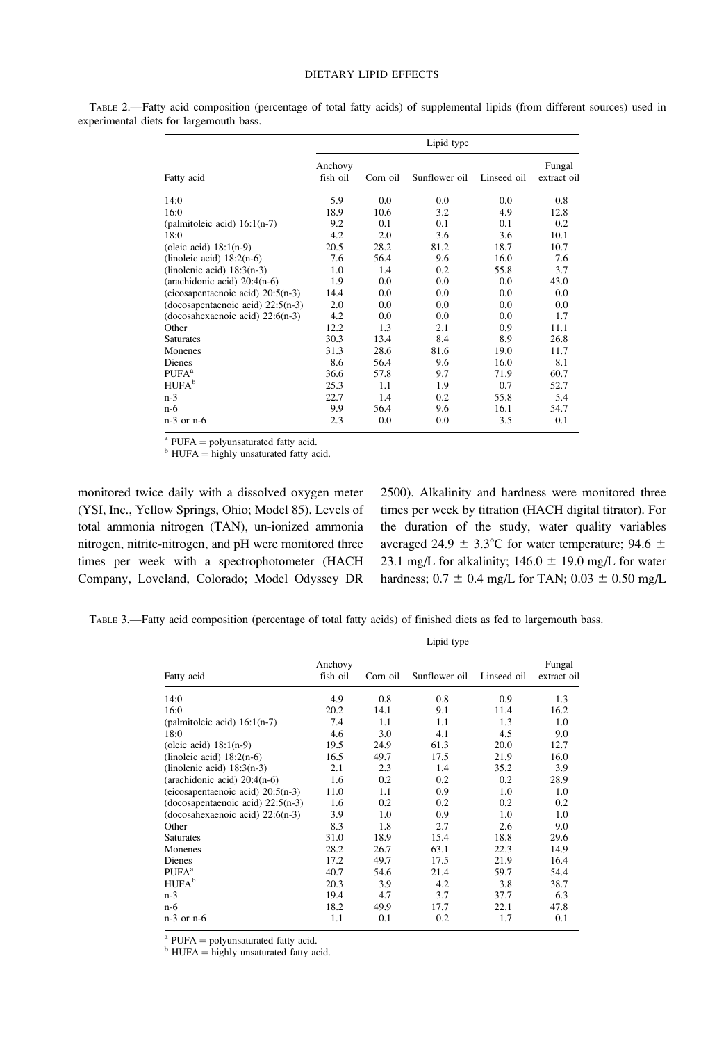TABLE 2.—Fatty acid composition (percentage of total fatty acids) of supplemental lipids (from different sources) used in experimental diets for largemouth bass.

| | Lipid type | | | | |
|---|---|---|---|---|---|
| Fatty acid | Anchovy fish oil | Corn oil | Sunflower oil | Linseed oil | Fungal extract oil |
| 14:0 | 5.9 | 0.0 | 0.0 | 0.0 | 0.8 |
| 16:0 | 18.9 | 10.6 | 3.2 | 4.9 | 12.8 |
| (palmitoleic acid) 16:1(n-7) | 9.2 | 0.1 | 0.1 | 0.1 | 0.2 |
| 18:0 | 4.2 | 2.0 | 3.6 | 3.6 | 10.1 |
| (oleic acid) 18:1(n-9) | 20.5 | 28.2 | 81.2 | 18.7 | 10.7 |
| (linoleic acid) 18:2(n-6) | 7.6 | 56.4 | 9.6 | 16.0 | 7.6 |
| (linolenic acid) 18:3(n-3) | 1.0 | 1.4 | 0.2 | 55.8 | 3.7 |
| (arachidonic acid) 20:4(n-6) | 1.9 | 0.0 | 0.0 | 0.0 | 43.0 |
| (eicosapentaenoic acid) 20:5(n-3) | 14.4 | 0.0 | 0.0 | 0.0 | 0.0 |
| (docosapentaenoic acid) 22:5(n-3) | 2.0 | 0.0 | 0.0 | 0.0 | 0.0 |
| (docosahexaenoic acid) 22:6(n-3) | 4.2 | 0.0 | 0.0 | 0.0 | 1.7 |
| Other | 12.2 | 1.3 | 2.1 | 0.9 | 11.1 |
| Saturates | 30.3 | 13.4 | 8.4 | 8.9 | 26.8 |
| Monenes | 31.3 | 28.6 | 81.6 | 19.0 | 11.7 |
| Dienes | 8.6 | 56.4 | 9.6 | 16.0 | 8.1 |
| PUFA[a] | 36.6 | 57.8 | 9.7 | 71.9 | 60.7 |
| HUFA[b] | 25.3 | 1.1 | 1.9 | 0.7 | 52.7 |
| n-3 | 22.7 | 1.4 | 0.2 | 55.8 | 5.4 |
| n-6 | 9.9 | 56.4 | 9.6 | 16.1 | 54.7 |
| n-3 or n-6 | 2.3 | 0.0 | 0.0 | 3.5 | 0.1 |

[a] PUFA = polyunsaturated fatty acid.
[b] HUFA = highly unsaturated fatty acid.

monitored twice daily with a dissolved oxygen meter (YSI, Inc., Yellow Springs, Ohio; Model 85). Levels of total ammonia nitrogen (TAN), un-ionized ammonia nitrogen, nitrite-nitrogen, and pH were monitored three times per week with a spectrophotometer (HACH Company, Loveland, Colorado; Model Odyssey DR 2500). Alkalinity and hardness were monitored three times per week by titration (HACH digital titrator). For the duration of the study, water quality variables averaged 24.9 ± 3.3°C for water temperature; 94.6 ± 23.1 mg/L for alkalinity; 146.0 ± 19.0 mg/L for water hardness; 0.7 ± 0.4 mg/L for TAN; 0.03 ± 0.50 mg/L

TABLE 3.—Fatty acid composition (percentage of total fatty acids) of finished diets as fed to largemouth bass.

| | Lipid type | | | | |
|---|---|---|---|---|---|
| Fatty acid | Anchovy fish oil | Corn oil | Sunflower oil | Linseed oil | Fungal extract oil |
| 14:0 | 4.9 | 0.8 | 0.8 | 0.9 | 1.3 |
| 16:0 | 20.2 | 14.1 | 9.1 | 11.4 | 16.2 |
| (palmitoleic acid) 16:1(n-7) | 7.4 | 1.1 | 1.1 | 1.3 | 1.0 |
| 18:0 | 4.6 | 3.0 | 4.1 | 4.5 | 9.0 |
| (oleic acid) 18:1(n-9) | 19.5 | 24.9 | 61.3 | 20.0 | 12.7 |
| (linoleic acid) 18:2(n-6) | 16.5 | 49.7 | 17.5 | 21.9 | 16.0 |
| (linolenic acid) 18:3(n-3) | 2.1 | 2.3 | 1.4 | 35.2 | 3.9 |
| (arachidonic acid) 20:4(n-6) | 1.6 | 0.2 | 0.2 | 0.2 | 28.9 |
| (eicosapentaenoic acid) 20:5(n-3) | 11.0 | 1.1 | 0.9 | 1.0 | 1.0 |
| (docosapentaenoic acid) 22:5(n-3) | 1.6 | 0.2 | 0.2 | 0.2 | 0.2 |
| (docosahexaenoic acid) 22:6(n-3) | 3.9 | 1.0 | 0.9 | 1.0 | 1.0 |
| Other | 8.3 | 1.8 | 2.7 | 2.6 | 9.0 |
| Saturates | 31.0 | 18.9 | 15.4 | 18.8 | 29.6 |
| Monenes | 28.2 | 26.7 | 63.1 | 22.3 | 14.9 |
| Dienes | 17.2 | 49.7 | 17.5 | 21.9 | 16.4 |
| PUFA[a] | 40.7 | 54.6 | 21.4 | 59.7 | 54.4 |
| HUFA[b] | 20.3 | 3.9 | 4.2 | 3.8 | 38.7 |
| n-3 | 19.4 | 4.7 | 3.7 | 37.7 | 6.3 |
| n-6 | 18.2 | 49.9 | 17.7 | 22.1 | 47.8 |
| n-3 or n-6 | 1.1 | 0.1 | 0.2 | 1.7 | 0.1 |

[a] PUFA = polyunsaturated fatty acid.
[b] HUFA = highly unsaturated fatty acid.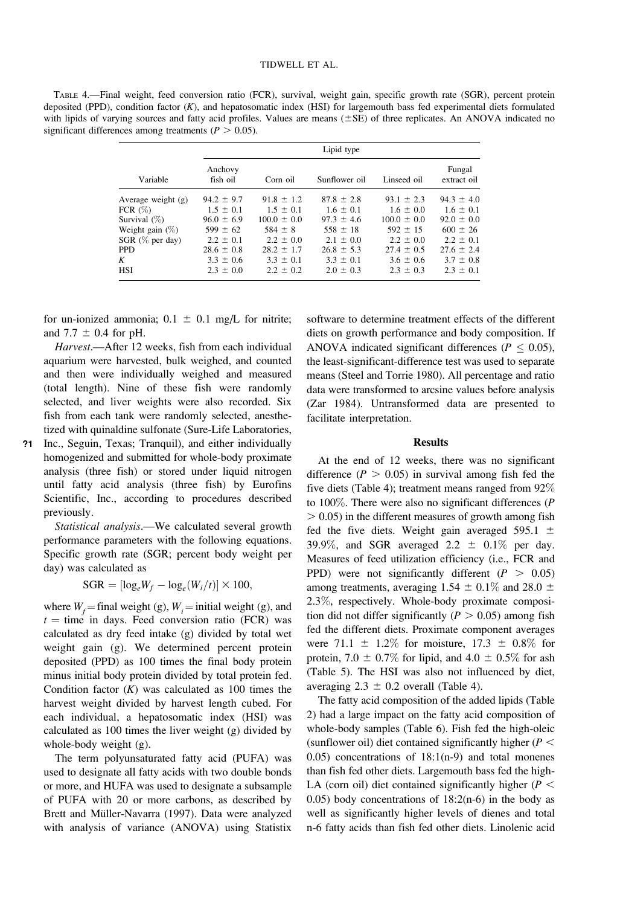TABLE 4.—Final weight, feed conversion ratio (FCR), survival, weight gain, specific growth rate (SGR), percent protein deposited (PPD), condition factor ($K$), and hepatosomatic index (HSI) for largemouth bass fed experimental diets formulated with lipids of varying sources and fatty acid profiles. Values are means (±SE) of three replicates. An ANOVA indicated no significant differences among treatments ($P > 0.05$).

| Variable | Lipid type | | | | |
|---|---|---|---|---|---|
| | Anchovy fish oil | Corn oil | Sunflower oil | Linseed oil | Fungal extract oil |
| Average weight (g) | 94.2 ± 9.7 | 91.8 ± 1.2 | 87.8 ± 2.8 | 93.1 ± 2.3 | 94.3 ± 4.0 |
| FCR (%) | 1.5 ± 0.1 | 1.5 ± 0.1 | 1.6 ± 0.1 | 1.6 ± 0.0 | 1.6 ± 0.1 |
| Survival (%) | 96.0 ± 6.9 | 100.0 ± 0.0 | 97.3 ± 4.6 | 100.0 ± 0.0 | 92.0 ± 0.0 |
| Weight gain (%) | 599 ± 62 | 584 ± 8 | 558 ± 18 | 592 ± 15 | 600 ± 26 |
| SGR (% per day) | 2.2 ± 0.1 | 2.2 ± 0.0 | 2.1 ± 0.0 | 2.2 ± 0.0 | 2.2 ± 0.1 |
| PPD | 28.6 ± 0.8 | 28.2 ± 1.7 | 26.8 ± 5.3 | 27.4 ± 0.5 | 27.6 ± 2.4 |
| $K$ | 3.3 ± 0.6 | 3.3 ± 0.1 | 3.3 ± 0.1 | 3.6 ± 0.6 | 3.7 ± 0.8 |
| HSI | 2.3 ± 0.0 | 2.2 ± 0.2 | 2.0 ± 0.3 | 2.3 ± 0.3 | 2.3 ± 0.1 |

for un-ionized ammonia; 0.1 ± 0.1 mg/L for nitrite; and 7.7 ± 0.4 for pH.

*Harvest*.—After 12 weeks, fish from each individual aquarium were harvested, bulk weighed, and counted and then were individually weighed and measured (total length). Nine of these fish were randomly selected, and liver weights were also recorded. Six fish from each tank were randomly selected, anesthetized with quinaldine sulfonate (Sure-Life Laboratories, Inc., Seguin, Texas; Tranquil), and either individually homogenized and submitted for whole-body proximate analysis (three fish) or stored under liquid nitrogen until fatty acid analysis (three fish) by Eurofins Scientific, Inc., according to procedures described previously.

*Statistical analysis*.—We calculated several growth performance parameters with the following equations. Specific growth rate (SGR; percent body weight per day) was calculated as

$$\text{SGR} = [\log_e W_f - \log_e (W_i/t)] \times 100,$$

where $W_f$ = final weight (g), $W_i$ = initial weight (g), and $t$ = time in days. Feed conversion ratio (FCR) was calculated as dry feed intake (g) divided by total wet weight gain (g). We determined percent protein deposited (PPD) as 100 times the final body protein minus initial body protein divided by total protein fed. Condition factor ($K$) was calculated as 100 times the harvest weight divided by harvest length cubed. For each individual, a hepatosomatic index (HSI) was calculated as 100 times the liver weight (g) divided by whole-body weight (g).

The term polyunsaturated fatty acid (PUFA) was used to designate all fatty acids with two double bonds or more, and HUFA was used to designate a subsample of PUFA with 20 or more carbons, as described by Brett and Müller-Navarra (1997). Data were analyzed with analysis of variance (ANOVA) using Statistix software to determine treatment effects of the different diets on growth performance and body composition. If ANOVA indicated significant differences ($P \leq 0.05$), the least-significant-difference test was used to separate means (Steel and Torrie 1980). All percentage and ratio data were transformed to arcsine values before analysis (Zar 1984). Untransformed data are presented to facilitate interpretation.

## Results

At the end of 12 weeks, there was no significant difference ($P > 0.05$) in survival among fish fed the five diets (Table 4); treatment means ranged from 92% to 100%. There were also no significant differences ($P > 0.05$) in the different measures of growth among fish fed the five diets. Weight gain averaged 595.1 ± 39.9%, and SGR averaged 2.2 ± 0.1% per day. Measures of feed utilization efficiency (i.e., FCR and PPD) were not significantly different ($P > 0.05$) among treatments, averaging 1.54 ± 0.1% and 28.0 ± 2.3%, respectively. Whole-body proximate composition did not differ significantly ($P > 0.05$) among fish fed the different diets. Proximate component averages were 71.1 ± 1.2% for moisture, 17.3 ± 0.8% for protein, 7.0 ± 0.7% for lipid, and 4.0 ± 0.5% for ash (Table 5). The HSI was also not influenced by diet, averaging 2.3 ± 0.2 overall (Table 4).

The fatty acid composition of the added lipids (Table 2) had a large impact on the fatty acid composition of whole-body samples (Table 6). Fish fed the high-oleic (sunflower oil) diet contained significantly higher ($P < 0.05$) concentrations of 18:1(n-9) and total monenes than fish fed other diets. Largemouth bass fed the high-LA (corn oil) diet contained significantly higher ($P < 0.05$) body concentrations of 18:2(n-6) in the body as well as significantly higher levels of dienes and total n-6 fatty acids than fish fed other diets. Linolenic acid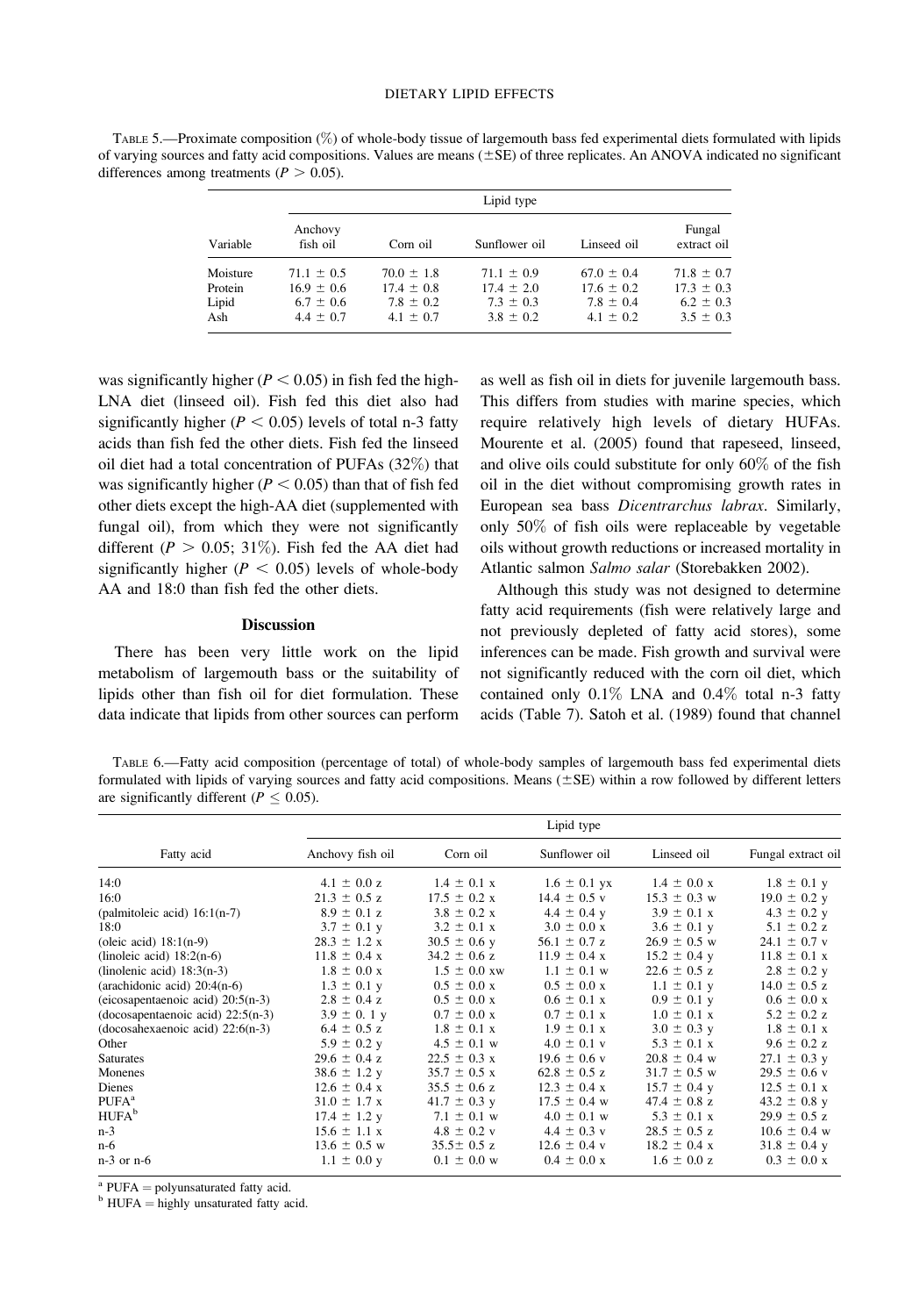TABLE 5.—Proximate composition (%) of whole-body tissue of largemouth bass fed experimental diets formulated with lipids of varying sources and fatty acid compositions. Values are means (±SE) of three replicates. An ANOVA indicated no significant differences among treatments ($P > 0.05$).

| | Lipid type | | | | |
|---|---|---|---|---|---|
| Variable | Anchovy fish oil | Corn oil | Sunflower oil | Linseed oil | Fungal extract oil |
| Moisture | 71.1 ± 0.5 | 70.0 ± 1.8 | 71.1 ± 0.9 | 67.0 ± 0.4 | 71.8 ± 0.7 |
| Protein | 16.9 ± 0.6 | 17.4 ± 0.8 | 17.4 ± 2.0 | 17.6 ± 0.2 | 17.3 ± 0.3 |
| Lipid | 6.7 ± 0.6 | 7.8 ± 0.2 | 7.3 ± 0.3 | 7.8 ± 0.4 | 6.2 ± 0.3 |
| Ash | 4.4 ± 0.7 | 4.1 ± 0.7 | 3.8 ± 0.2 | 4.1 ± 0.2 | 3.5 ± 0.3 |

was significantly higher ($P < 0.05$) in fish fed the high-LNA diet (linseed oil). Fish fed this diet also had significantly higher ($P < 0.05$) levels of total n-3 fatty acids than fish fed the other diets. Fish fed the linseed oil diet had a total concentration of PUFAs (32%) that was significantly higher ($P < 0.05$) than that of fish fed other diets except the high-AA diet (supplemented with fungal oil), from which they were not significantly different ($P > 0.05$; 31%). Fish fed the AA diet had significantly higher ($P < 0.05$) levels of whole-body AA and 18:0 than fish fed the other diets.

## Discussion

There has been very little work on the lipid metabolism of largemouth bass or the suitability of lipids other than fish oil for diet formulation. These data indicate that lipids from other sources can perform as well as fish oil in diets for juvenile largemouth bass. This differs from studies with marine species, which require relatively high levels of dietary HUFAs. Mourente et al. (2005) found that rapeseed, linseed, and olive oils could substitute for only 60% of the fish oil in the diet without compromising growth rates in European sea bass *Dicentrarchus labrax*. Similarly, only 50% of fish oils were replaceable by vegetable oils without growth reductions or increased mortality in Atlantic salmon *Salmo salar* (Storebakken 2002).

Although this study was not designed to determine fatty acid requirements (fish were relatively large and not previously depleted of fatty acid stores), some inferences can be made. Fish growth and survival were not significantly reduced with the corn oil diet, which contained only 0.1% LNA and 0.4% total n-3 fatty acids (Table 7). Satoh et al. (1989) found that channel

TABLE 6.—Fatty acid composition (percentage of total) of whole-body samples of largemouth bass fed experimental diets formulated with lipids of varying sources and fatty acid compositions. Means (±SE) within a row followed by different letters are significantly different ($P \leq 0.05$).

| | Lipid type | | | | |
|---|---|---|---|---|---|
| Fatty acid | Anchovy fish oil | Corn oil | Sunflower oil | Linseed oil | Fungal extract oil |
| 14:0 | 4.1 ± 0.0 z | 1.4 ± 0.1 x | 1.6 ± 0.1 yx | 1.4 ± 0.0 x | 1.8 ± 0.1 y |
| 16:0 | 21.3 ± 0.5 z | 17.5 ± 0.2 x | 14.4 ± 0.5 v | 15.3 ± 0.3 w | 19.0 ± 0.2 y |
| (palmitoleic acid) 16:1(n-7) | 8.9 ± 0.1 z | 3.8 ± 0.2 x | 4.4 ± 0.4 y | 3.9 ± 0.1 x | 4.3 ± 0.2 y |
| 18:0 | 3.7 ± 0.1 y | 3.2 ± 0.1 x | 3.0 ± 0.0 x | 3.6 ± 0.1 y | 5.1 ± 0.2 z |
| (oleic acid) 18:1(n-9) | 28.3 ± 1.2 x | 30.5 ± 0.6 y | 56.1 ± 0.7 z | 26.9 ± 0.5 w | 24.1 ± 0.7 v |
| (linoleic acid) 18:2(n-6) | 11.8 ± 0.4 x | 34.2 ± 0.6 z | 11.9 ± 0.4 x | 15.2 ± 0.4 y | 11.8 ± 0.1 x |
| (linolenic acid) 18:3(n-3) | 1.8 ± 0.0 x | 1.5 ± 0.0 xw | 1.1 ± 0.1 w | 22.6 ± 0.5 z | 2.8 ± 0.2 y |
| (arachidonic acid) 20:4(n-6) | 1.3 ± 0.1 y | 0.5 ± 0.0 x | 0.5 ± 0.0 x | 1.1 ± 0.1 y | 14.0 ± 0.5 z |
| (eicosapentaenoic acid) 20:5(n-3) | 2.8 ± 0.4 z | 0.5 ± 0.0 x | 0.6 ± 0.1 x | 0.9 ± 0.1 y | 0.6 ± 0.0 x |
| (docosapentaenoic acid) 22:5(n-3) | 3.9 ± 0. 1 y | 0.7 ± 0.0 x | 0.7 ± 0.1 x | 1.0 ± 0.1 x | 5.2 ± 0.2 z |
| (docosahexaenoic acid) 22:6(n-3) | 6.4 ± 0.5 z | 1.8 ± 0.1 x | 1.9 ± 0.1 x | 3.0 ± 0.3 y | 1.8 ± 0.1 x |
| Other | 5.9 ± 0.2 y | 4.5 ± 0.1 w | 4.0 ± 0.1 v | 5.3 ± 0.1 x | 9.6 ± 0.2 z |
| Saturates | 29.6 ± 0.4 z | 22.5 ± 0.3 x | 19.6 ± 0.6 v | 20.8 ± 0.4 w | 27.1 ± 0.3 y |
| Monenes | 38.6 ± 1.2 y | 35.7 ± 0.5 x | 62.8 ± 0.5 z | 31.7 ± 0.5 w | 29.5 ± 0.6 v |
| Dienes | 12.6 ± 0.4 x | 35.5 ± 0.6 z | 12.3 ± 0.4 x | 15.7 ± 0.4 y | 12.5 ± 0.1 x |
| PUFA[a] | 31.0 ± 1.7 x | 41.7 ± 0.3 y | 17.5 ± 0.4 w | 47.4 ± 0.8 z | 43.2 ± 0.8 y |
| HUFA[b] | 17.4 ± 1.2 y | 7.1 ± 0.1 w | 4.0 ± 0.1 w | 5.3 ± 0.1 x | 29.9 ± 0.5 z |
| n-3 | 15.6 ± 1.1 x | 4.8 ± 0.2 v | 4.4 ± 0.3 v | 28.5 ± 0.5 z | 10.6 ± 0.4 w |
| n-6 | 13.6 ± 0.5 w | 35.5± 0.5 z | 12.6 ± 0.4 v | 18.2 ± 0.4 x | 31.8 ± 0.4 y |
| n-3 or n-6 | 1.1 ± 0.0 y | 0.1 ± 0.0 w | 0.4 ± 0.0 x | 1.6 ± 0.0 z | 0.3 ± 0.0 x |

[a] PUFA = polyunsaturated fatty acid.
[b] HUFA = highly unsaturated fatty acid.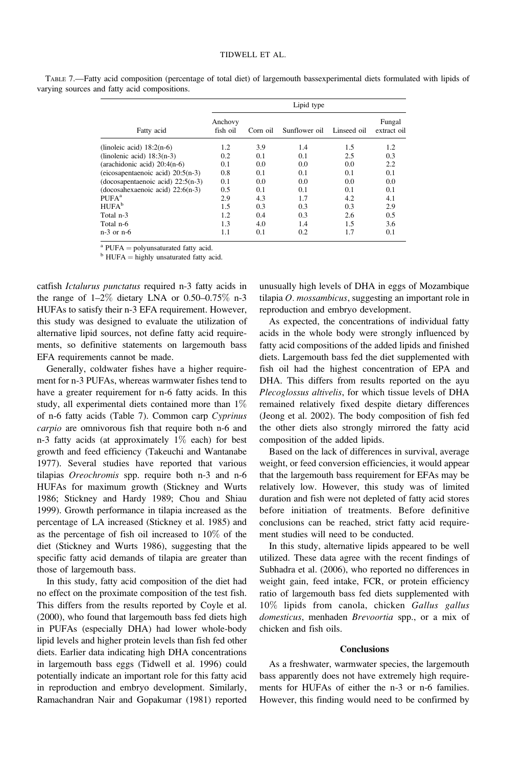TABLE 7.—Fatty acid composition (percentage of total diet) of largemouth bassexperimental diets formulated with lipids of varying sources and fatty acid compositions.

| Fatty acid | Lipid type | | | | |
|---|---|---|---|---|---|
| | Anchovy fish oil | Corn oil | Sunflower oil | Linseed oil | Fungal extract oil |
| (linoleic acid) 18:2(n-6) | 1.2 | 3.9 | 1.4 | 1.5 | 1.2 |
| (linolenic acid) 18:3(n-3) | 0.2 | 0.1 | 0.1 | 2.5 | 0.3 |
| (arachidonic acid) 20:4(n-6) | 0.1 | 0.0 | 0.0 | 0.0 | 2.2 |
| (eicosapentaenoic acid) 20:5(n-3) | 0.8 | 0.1 | 0.1 | 0.1 | 0.1 |
| (docosapentaenoic acid) 22:5(n-3) | 0.1 | 0.0 | 0.0 | 0.0 | 0.0 |
| (docosahexaenoic acid) 22:6(n-3) | 0.5 | 0.1 | 0.1 | 0.1 | 0.1 |
| PUFA[a] | 2.9 | 4.3 | 1.7 | 4.2 | 4.1 |
| HUFA[b] | 1.5 | 0.3 | 0.3 | 0.3 | 2.9 |
| Total n-3 | 1.2 | 0.4 | 0.3 | 2.6 | 0.5 |
| Total n-6 | 1.3 | 4.0 | 1.4 | 1.5 | 3.6 |
| n-3 or n-6 | 1.1 | 0.1 | 0.2 | 1.7 | 0.1 |

[a] PUFA = polyunsaturated fatty acid.
[b] HUFA = highly unsaturated fatty acid.

catfish *Ictalurus punctatus* required n-3 fatty acids in the range of 1–2% dietary LNA or 0.50–0.75% n-3 HUFAs to satisfy their n-3 EFA requirement. However, this study was designed to evaluate the utilization of alternative lipid sources, not define fatty acid requirements, so definitive statements on largemouth bass EFA requirements cannot be made.

Generally, coldwater fishes have a higher requirement for n-3 PUFAs, whereas warmwater fishes tend to have a greater requirement for n-6 fatty acids. In this study, all experimental diets contained more than 1% of n-6 fatty acids (Table 7). Common carp *Cyprinus carpio* are omnivorous fish that require both n-6 and n-3 fatty acids (at approximately 1% each) for best growth and feed efficiency (Takeuchi and Wantanabe 1977). Several studies have reported that various tilapias *Oreochromis* spp. require both n-3 and n-6 HUFAs for maximum growth (Stickney and Wurts 1986; Stickney and Hardy 1989; Chou and Shiau 1999). Growth performance in tilapia increased as the percentage of LA increased (Stickney et al. 1985) and as the percentage of fish oil increased to 10% of the diet (Stickney and Wurts 1986), suggesting that the specific fatty acid demands of tilapia are greater than those of largemouth bass.

In this study, fatty acid composition of the diet had no effect on the proximate composition of the test fish. This differs from the results reported by Coyle et al. (2000), who found that largemouth bass fed diets high in PUFAs (especially DHA) had lower whole-body lipid levels and higher protein levels than fish fed other diets. Earlier data indicating high DHA concentrations in largemouth bass eggs (Tidwell et al. 1996) could potentially indicate an important role for this fatty acid in reproduction and embryo development. Similarly, Ramachandran Nair and Gopakumar (1981) reported unusually high levels of DHA in eggs of Mozambique tilapia *O. mossambicus*, suggesting an important role in reproduction and embryo development.

As expected, the concentrations of individual fatty acids in the whole body were strongly influenced by fatty acid compositions of the added lipids and finished diets. Largemouth bass fed the diet supplemented with fish oil had the highest concentration of EPA and DHA. This differs from results reported on the ayu *Plecoglossus altivelis*, for which tissue levels of DHA remained relatively fixed despite dietary differences (Jeong et al. 2002). The body composition of fish fed the other diets also strongly mirrored the fatty acid composition of the added lipids.

Based on the lack of differences in survival, average weight, or feed conversion efficiencies, it would appear that the largemouth bass requirement for EFAs may be relatively low. However, this study was of limited duration and fish were not depleted of fatty acid stores before initiation of treatments. Before definitive conclusions can be reached, strict fatty acid requirement studies will need to be conducted.

In this study, alternative lipids appeared to be well utilized. These data agree with the recent findings of Subhadra et al. (2006), who reported no differences in weight gain, feed intake, FCR, or protein efficiency ratio of largemouth bass fed diets supplemented with 10% lipids from canola, chicken *Gallus gallus domesticus*, menhaden *Brevoortia* spp., or a mix of chicken and fish oils.

## Conclusions

As a freshwater, warmwater species, the largemouth bass apparently does not have extremely high requirements for HUFAs of either the n-3 or n-6 families. However, this finding would need to be confirmed by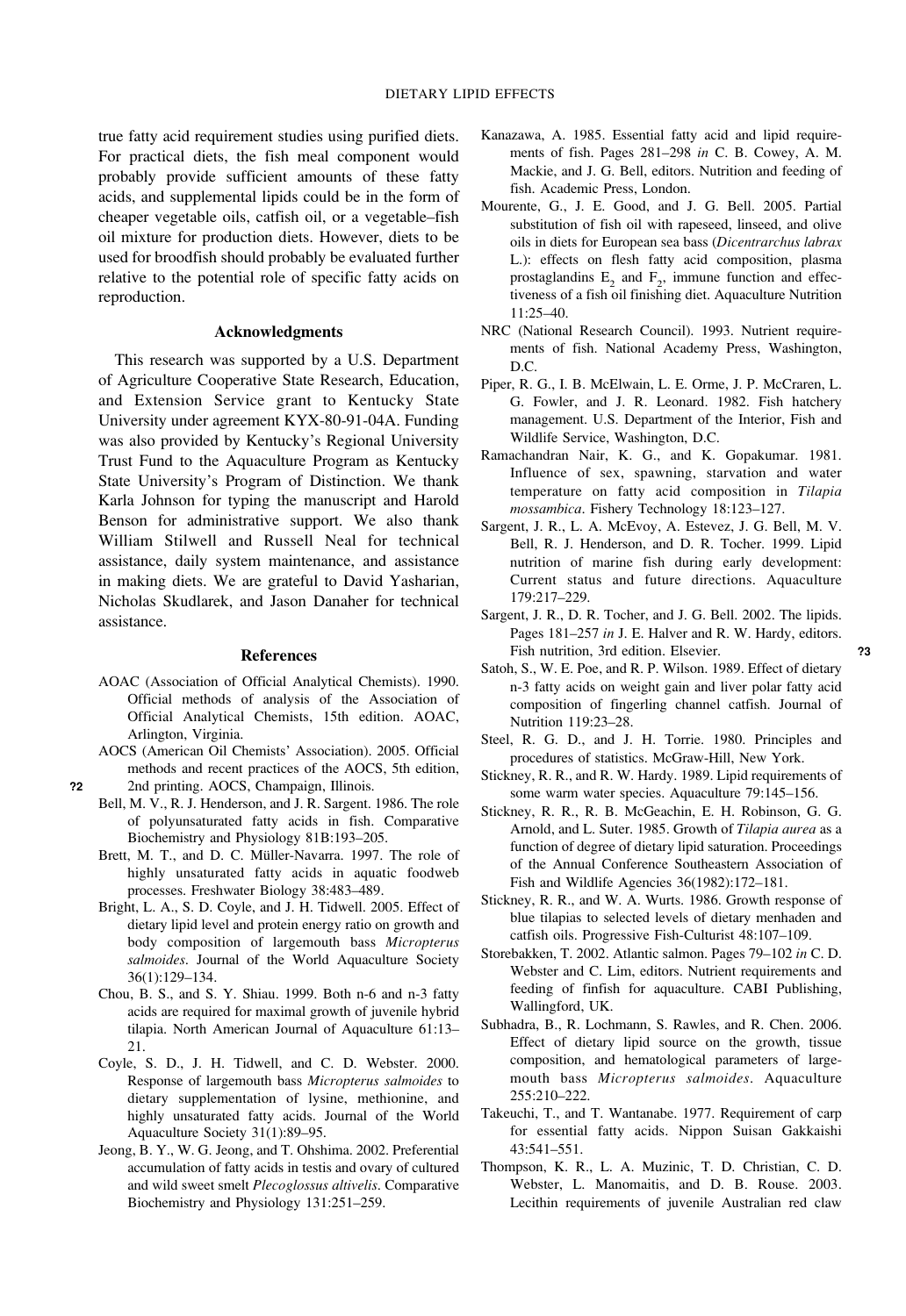true fatty acid requirement studies using purified diets. For practical diets, the fish meal component would probably provide sufficient amounts of these fatty acids, and supplemental lipids could be in the form of cheaper vegetable oils, catfish oil, or a vegetable–fish oil mixture for production diets. However, diets to be used for broodfish should probably be evaluated further relative to the potential role of specific fatty acids on reproduction.

## Acknowledgments

This research was supported by a U.S. Department of Agriculture Cooperative State Research, Education, and Extension Service grant to Kentucky State University under agreement KYX-80-91-04A. Funding was also provided by Kentucky's Regional University Trust Fund to the Aquaculture Program as Kentucky State University's Program of Distinction. We thank Karla Johnson for typing the manuscript and Harold Benson for administrative support. We also thank William Stilwell and Russell Neal for technical assistance, daily system maintenance, and assistance in making diets. We are grateful to David Yasharian, Nicholas Skudlarek, and Jason Danaher for technical assistance.

## References

AOAC (Association of Official Analytical Chemists). 1990. Official methods of analysis of the Association of Official Analytical Chemists, 15th edition. AOAC, Arlington, Virginia.

AOCS (American Oil Chemists' Association). 2005. Official methods and recent practices of the AOCS, 5th edition, 2nd printing. AOCS, Champaign, Illinois. ?2

Bell, M. V., R. J. Henderson, and J. R. Sargent. 1986. The role of polyunsaturated fatty acids in fish. Comparative Biochemistry and Physiology 81B:193–205.

Brett, M. T., and D. C. Müller-Navarra. 1997. The role of highly unsaturated fatty acids in aquatic foodweb processes. Freshwater Biology 38:483–489.

Bright, L. A., S. D. Coyle, and J. H. Tidwell. 2005. Effect of dietary lipid level and protein energy ratio on growth and body composition of largemouth bass *Micropterus salmoides*. Journal of the World Aquaculture Society 36(1):129–134.

Chou, B. S., and S. Y. Shiau. 1999. Both n-6 and n-3 fatty acids are required for maximal growth of juvenile hybrid tilapia. North American Journal of Aquaculture 61:13–21.

Coyle, S. D., J. H. Tidwell, and C. D. Webster. 2000. Response of largemouth bass *Micropterus salmoides* to dietary supplementation of lysine, methionine, and highly unsaturated fatty acids. Journal of the World Aquaculture Society 31(1):89–95.

Jeong, B. Y., W. G. Jeong, and T. Ohshima. 2002. Preferential accumulation of fatty acids in testis and ovary of cultured and wild sweet smelt *Plecoglossus altivelis*. Comparative Biochemistry and Physiology 131:251–259.

Kanazawa, A. 1985. Essential fatty acid and lipid requirements of fish. Pages 281–298 *in* C. B. Cowey, A. M. Mackie, and J. G. Bell, editors. Nutrition and feeding of fish. Academic Press, London.

Mourente, G., J. E. Good, and J. G. Bell. 2005. Partial substitution of fish oil with rapeseed, linseed, and olive oils in diets for European sea bass (*Dicentrarchus labrax* L.): effects on flesh fatty acid composition, plasma prostaglandins $E_2$ and $F_2$, immune function and effectiveness of a fish oil finishing diet. Aquaculture Nutrition 11:25–40.

NRC (National Research Council). 1993. Nutrient requirements of fish. National Academy Press, Washington, D.C.

Piper, R. G., I. B. McElwain, L. E. Orme, J. P. McCraren, L. G. Fowler, and J. R. Leonard. 1982. Fish hatchery management. U.S. Department of the Interior, Fish and Wildlife Service, Washington, D.C.

Ramachandran Nair, K. G., and K. Gopakumar. 1981. Influence of sex, spawning, starvation and water temperature on fatty acid composition in *Tilapia mossambica*. Fishery Technology 18:123–127.

Sargent, J. R., L. A. McEvoy, A. Estevez, J. G. Bell, M. V. Bell, R. J. Henderson, and D. R. Tocher. 1999. Lipid nutrition of marine fish during early development: Current status and future directions. Aquaculture 179:217–229.

Sargent, J. R., D. R. Tocher, and J. G. Bell. 2002. The lipids. Pages 181–257 *in* J. E. Halver and R. W. Hardy, editors. Fish nutrition, 3rd edition. Elsevier. ?3

Satoh, S., W. E. Poe, and R. P. Wilson. 1989. Effect of dietary n-3 fatty acids on weight gain and liver polar fatty acid composition of fingerling channel catfish. Journal of Nutrition 119:23–28.

Steel, R. G. D., and J. H. Torrie. 1980. Principles and procedures of statistics. McGraw-Hill, New York.

Stickney, R. R., and R. W. Hardy. 1989. Lipid requirements of some warm water species. Aquaculture 79:145–156.

Stickney, R. R., R. B. McGeachin, E. H. Robinson, G. G. Arnold, and L. Suter. 1985. Growth of *Tilapia aurea* as a function of degree of dietary lipid saturation. Proceedings of the Annual Conference Southeastern Association of Fish and Wildlife Agencies 36(1982):172–181.

Stickney, R. R., and W. A. Wurts. 1986. Growth response of blue tilapias to selected levels of dietary menhaden and catfish oils. Progressive Fish-Culturist 48:107–109.

Storebakken, T. 2002. Atlantic salmon. Pages 79–102 *in* C. D. Webster and C. Lim, editors. Nutrient requirements and feeding of finfish for aquaculture. CABI Publishing, Wallingford, UK.

Subhadra, B., R. Lochmann, S. Rawles, and R. Chen. 2006. Effect of dietary lipid source on the growth, tissue composition, and hematological parameters of largemouth bass *Micropterus salmoides*. Aquaculture 255:210–222.

Takeuchi, T., and T. Wantanabe. 1977. Requirement of carp for essential fatty acids. Nippon Suisan Gakkaishi 43:541–551.

Thompson, K. R., L. A. Muzinic, T. D. Christian, C. D. Webster, L. Manomaitis, and D. B. Rouse. 2003. Lecithin requirements of juvenile Australian red claw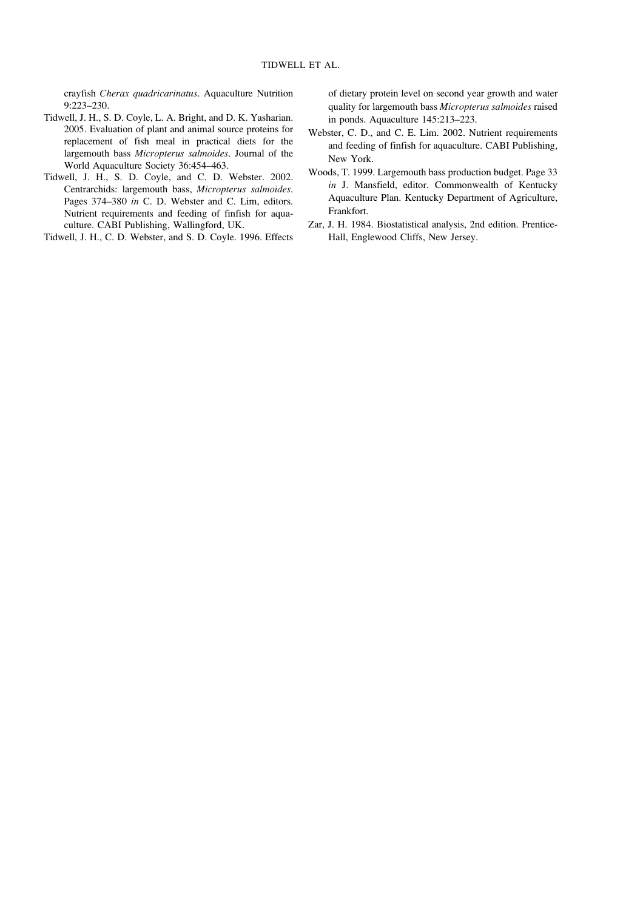crayfish *Cherax quadricarinatus*. Aquaculture Nutrition 9:223–230.

Tidwell, J. H., S. D. Coyle, L. A. Bright, and D. K. Yasharian. 2005. Evaluation of plant and animal source proteins for replacement of fish meal in practical diets for the largemouth bass *Micropterus salmoides*. Journal of the World Aquaculture Society 36:454–463.

Tidwell, J. H., S. D. Coyle, and C. D. Webster. 2002. Centrarchids: largemouth bass, *Micropterus salmoides*. Pages 374–380 *in* C. D. Webster and C. Lim, editors. Nutrient requirements and feeding of finfish for aquaculture. CABI Publishing, Wallingford, UK.

Tidwell, J. H., C. D. Webster, and S. D. Coyle. 1996. Effects of dietary protein level on second year growth and water quality for largemouth bass *Micropterus salmoides* raised in ponds. Aquaculture 145:213–223.

Webster, C. D., and C. E. Lim. 2002. Nutrient requirements and feeding of finfish for aquaculture. CABI Publishing, New York.

Woods, T. 1999. Largemouth bass production budget. Page 33 *in* J. Mansfield, editor. Commonwealth of Kentucky Aquaculture Plan. Kentucky Department of Agriculture, Frankfort.

Zar, J. H. 1984. Biostatistical analysis, 2nd edition. Prentice-Hall, Englewood Cliffs, New Jersey.